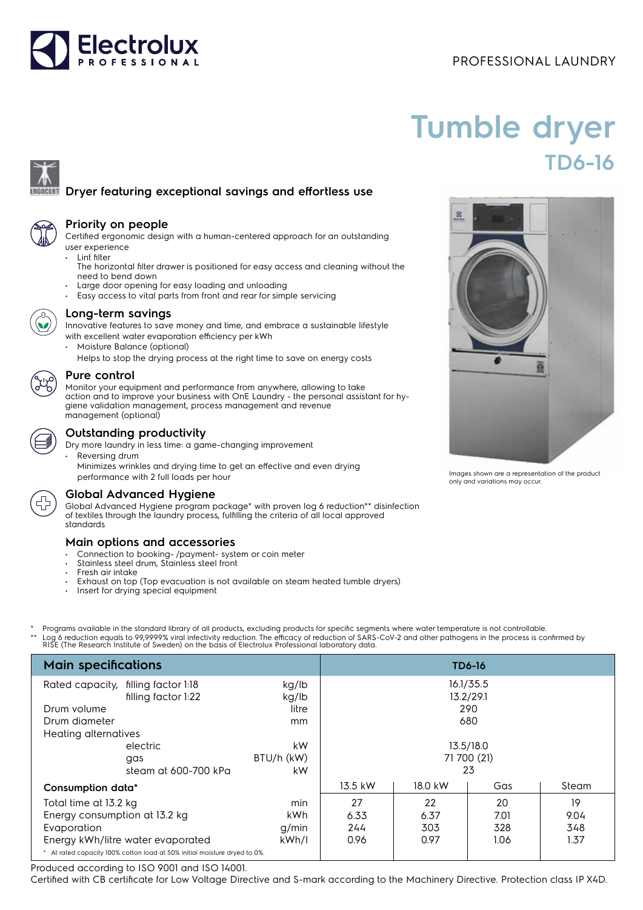PROFESSIONAL LAUNDRY

# Tumble dryer

## TD6-16

### Dryer featuring exceptional savings and effortless use

### Priority on people

Certified ergonomic design with a human-centered approach for an outstanding user experience

- Lint filter
  The horizontal filter drawer is positioned for easy access and cleaning without the need to bend down
- Large door opening for easy loading and unloading
- Easy access to vital parts from front and rear for simple servicing

### Long-term savings

Innovative features to save money and time, and embrace a sustainable lifestyle with excellent water evaporation efficiency per kWh

- Moisture Balance (optional)
  Helps to stop the drying process at the right time to save on energy costs

### Pure control

Monitor your equipment and performance from anywhere, allowing to take action and to improve your business with OnE Laundry - the personal assistant for hygiene validation management, process management and revenue management (optional)

### Outstanding productivity

Dry more laundry in less time: a game-changing improvement

- Reversing drum
  Minimizes wrinkles and drying time to get an effective and even drying performance with 2 full loads per hour

### Global Advanced Hygiene

Global Advanced Hygiene program package* with proven log 6 reduction** disinfection of textiles through the laundry process, fulfilling the criteria of all local approved standards

### Main options and accessories

- Connection to booking- /payment- system or coin meter
- Stainless steel drum, Stainless steel front
- Fresh air intake
- Exhaust on top (Top evacuation is not available on steam heated tumble dryers)
- Insert for drying special equipment

Images shown are a representation of the product only and variations may occur.

\* Programs available in the standard library of all products, excluding products for specific segments where water temperature is not controllable.
\** Log 6 reduction equals to 99,9999% viral infectivity reduction. The efficacy of reduction of SARS-CoV-2 and other pathogens in the process is confirmed by RISE (The Research Institute of Sweden) on the basis of Electrolux Professional laboratory data.

| Main specifications | | | TD6-16 | | | |
|---|---|---|---|---|---|---|
| Rated capacity, | filling factor 1:18 | kg/lb | 16.1/35.5 | | | |
| | filling factor 1:22 | kg/lb | 13.2/29.1 | | | |
| Drum volume | | litre | 290 | | | |
| Drum diameter | | mm | 680 | | | |
| Heating alternatives | | | | | | |
| | electric | kW | 13.5/18.0 | | | |
| | gas | BTU/h (kW) | 71 700 (21) | | | |
| | steam at 600-700 kPa | kW | 23 | | | |
| **Consumption data*** | | | 13.5 kW | 18.0 kW | Gas | Steam |
| Total time at 13.2 kg | | min | 27 | 22 | 20 | 19 |
| Energy consumption at 13.2 kg | | kWh | 6.33 | 6.37 | 7.01 | 9.04 |
| Evaporation | | g/min | 244 | 303 | 328 | 348 |
| Energy kWh/litre water evaporated | | kWh/l | 0.96 | 0.97 | 1.06 | 1.37 |

\* At rated capacity 100% cotton load at 50% initial moisture dryed to 0%.

Produced according to ISO 9001 and ISO 14001.
Certified with CB certificate for Low Voltage Directive and S-mark according to the Machinery Directive. Protection class IP X4D.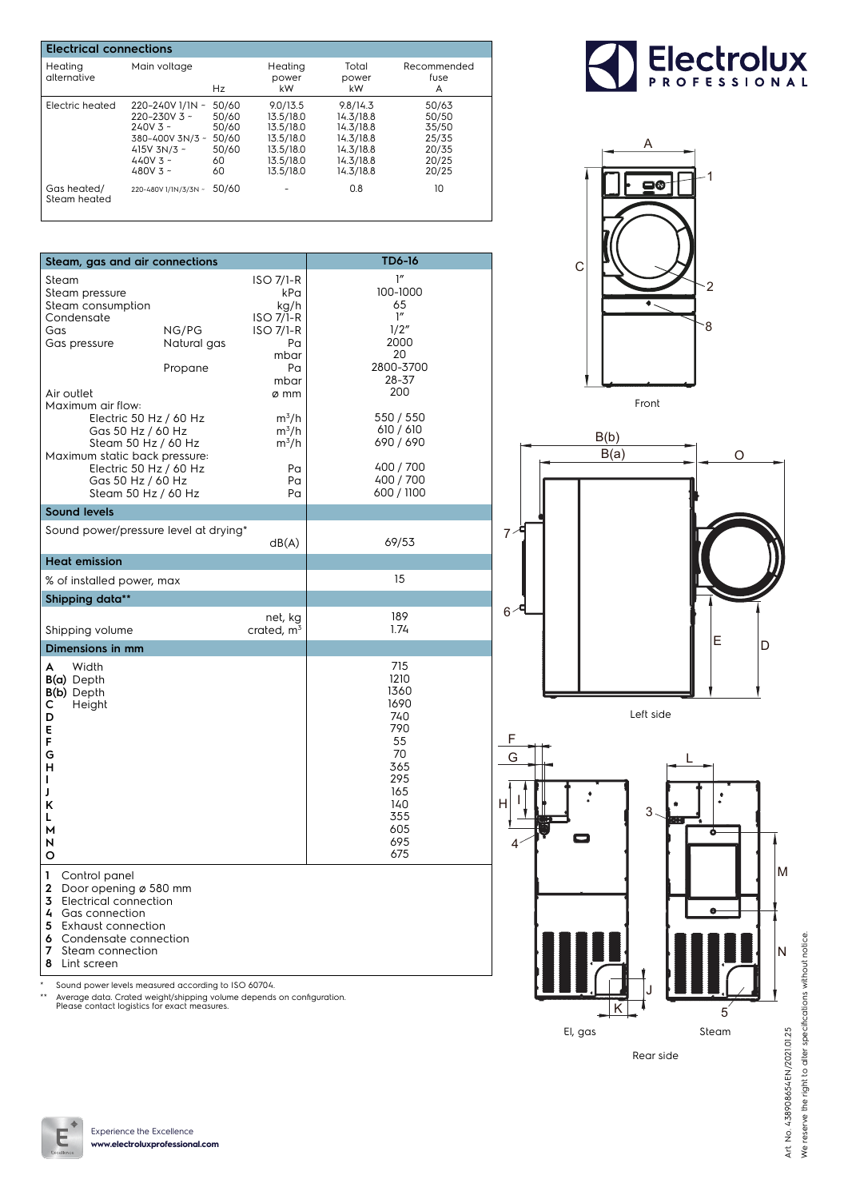## Electrical connections

| Heating alternative | Main voltage | Hz | Heating power kW | Total power kW | Recommended fuse A |
|---|---|---|---|---|---|
| Electric heated | 220-240V 1/1N ~ | 50/60 | 9.0/13.5 | 9.8/14.3 | 50/63 |
| | 220-230V 3 ~ | 50/60 | 13.5/18.0 | 14.3/18.8 | 50/50 |
| | 240V 3 ~ | 50/60 | 13.5/18.0 | 14.3/18.8 | 35/50 |
| | 380-400V 3N/3 ~ | 50/60 | 13.5/18.0 | 14.3/18.8 | 25/35 |
| | 415V 3N/3 ~ | 50/60 | 13.5/18.0 | 14.3/18.8 | 20/35 |
| | 440V 3 ~ | 60 | 13.5/18.0 | 14.3/18.8 | 20/25 |
| | 480V 3 ~ | 60 | 13.5/18.0 | 14.3/18.8 | 20/25 |
| Gas heated/ Steam heated | 220-480V 1/1N/3/3N ~ | 50/60 | - | 0.8 | 10 |

| Steam, gas and air connections | | | TD6-16 |
|---|---|---|---|
| Steam | | ISO 7/1-R | 1" |
| Steam pressure | | kPa | 100-1000 |
| Steam consumption | | kg/h | 65 |
| Condensate | | ISO 7/1-R | 1" |
| Gas | NG/PG | ISO 7/1-R | 1/2" |
| Gas pressure | Natural gas | Pa | 2000 |
| | | mbar | 20 |
| | Propane | Pa | 2800-3700 |
| | | mbar | 28-37 |
| Air outlet | | ø mm | 200 |
| Maximum air flow: | | | |
| Electric 50 Hz / 60 Hz | | $m^3/h$ | 550 / 550 |
| Gas 50 Hz / 60 Hz | | $m^3/h$ | 610 / 610 |
| Steam 50 Hz / 60 Hz | | $m^3/h$ | 690 / 690 |
| Maximum static back pressure: | | | |
| Electric 50 Hz / 60 Hz | | Pa | 400 / 700 |
| Gas 50 Hz / 60 Hz | | Pa | 400 / 700 |
| Steam 50 Hz / 60 Hz | | Pa | 600 / 1100 |
| **Sound levels** | | | |
| Sound power/pressure level at drying* | | dB(A) | 69/53 |
| **Heat emission** | | | |
| % of installed power, max | | | 15 |
| **Shipping data\*\*** | | | |
| | | net, kg | 189 |
| Shipping volume | | crated, $m^3$ | 1.74 |
| **Dimensions in mm** | | | |
| **A** Width | | | 715 |
| **B(a)** Depth | | | 1210 |
| **B(b)** Depth | | | 1360 |
| **C** Height | | | 1690 |
| **D** | | | 740 |
| **E** | | | 790 |
| **F** | | | 55 |
| **G** | | | 70 |
| **H** | | | 365 |
| **I** | | | 295 |
| **J** | | | 165 |
| **K** | | | 140 |
| **L** | | | 355 |
| **M** | | | 605 |
| **N** | | | 695 |
| **O** | | | 675 |

1. Control panel
2. Door opening ø 580 mm
3. Electrical connection
4. Gas connection
5. Exhaust connection
6. Condensate connection
7. Steam connection
8. Lint screen

\* Sound power levels measured according to ISO 60704.

\*\* Average data. Crated weight/shipping volume depends on configuration. Please contact logistics for exact measures.

A
C
1
2
8
Front

B(b)
B(a)
O
7
6
E
D
Left side

F
G
H
I
4
K
J
El, gas

L
3
M
N
5
Steam

Rear side

Experience the Excellence
**www.electroluxprofessional.com**

Art. No. 438908654EN/2021.01.25
We reserve the right to alter specifications without notice.